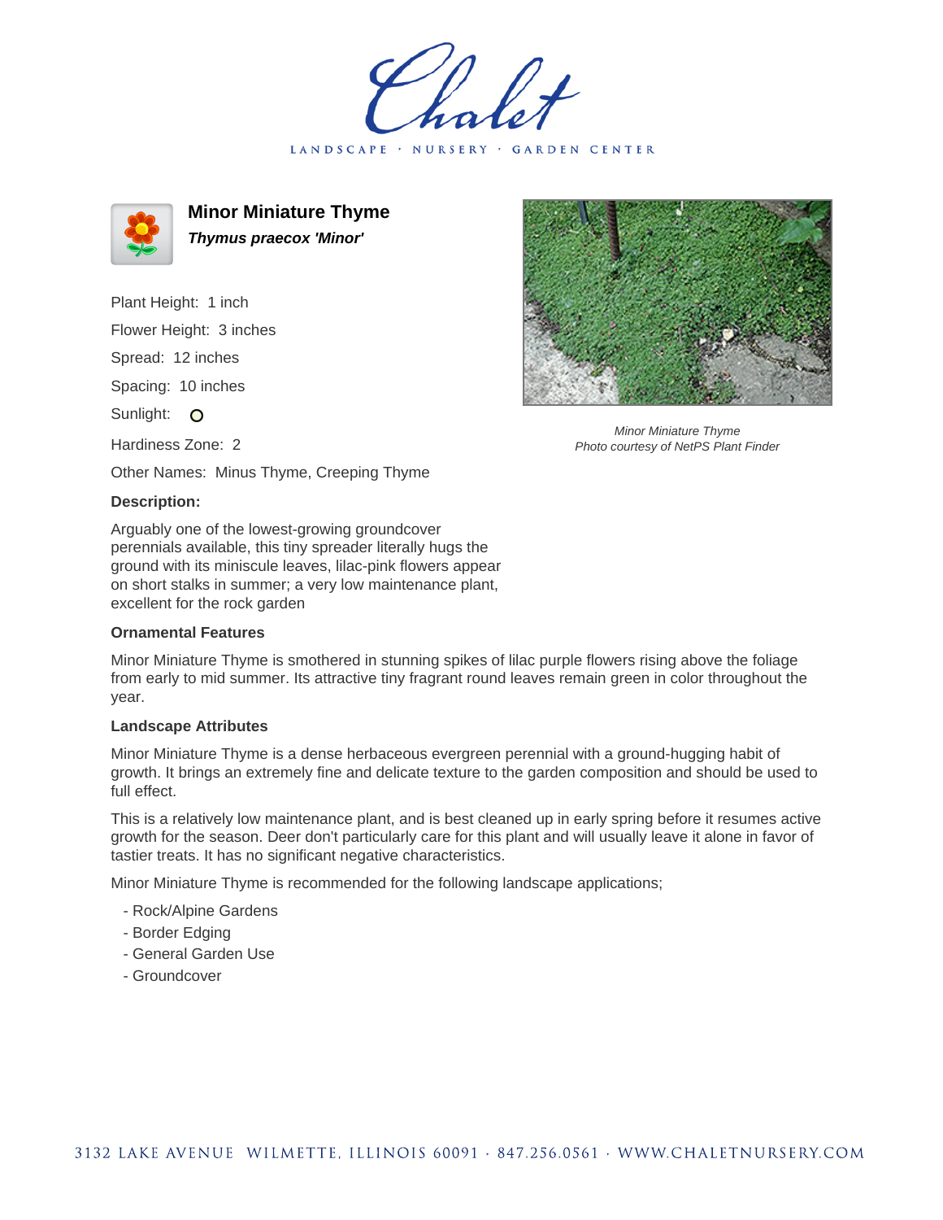# Minor Miniature Thyme

***Thymus praecox 'Minor'***

Plant Height: 1 inch

Flower Height: 3 inches

Spread: 12 inches

Spacing: 10 inches

Sunlight: ○

Hardiness Zone: 2

Other Names: Minus Thyme, Creeping Thyme

*Minor Miniature Thyme*
*Photo courtesy of NetPS Plant Finder*

### Description:

Arguably one of the lowest-growing groundcover perennials available, this tiny spreader literally hugs the ground with its miniscule leaves, lilac-pink flowers appear on short stalks in summer; a very low maintenance plant, excellent for the rock garden

### Ornamental Features

Minor Miniature Thyme is smothered in stunning spikes of lilac purple flowers rising above the foliage from early to mid summer. Its attractive tiny fragrant round leaves remain green in color throughout the year.

### Landscape Attributes

Minor Miniature Thyme is a dense herbaceous evergreen perennial with a ground-hugging habit of growth. It brings an extremely fine and delicate texture to the garden composition and should be used to full effect.

This is a relatively low maintenance plant, and is best cleaned up in early spring before it resumes active growth for the season. Deer don't particularly care for this plant and will usually leave it alone in favor of tastier treats. It has no significant negative characteristics.

Minor Miniature Thyme is recommended for the following landscape applications;

- Rock/Alpine Gardens
- Border Edging
- General Garden Use
- Groundcover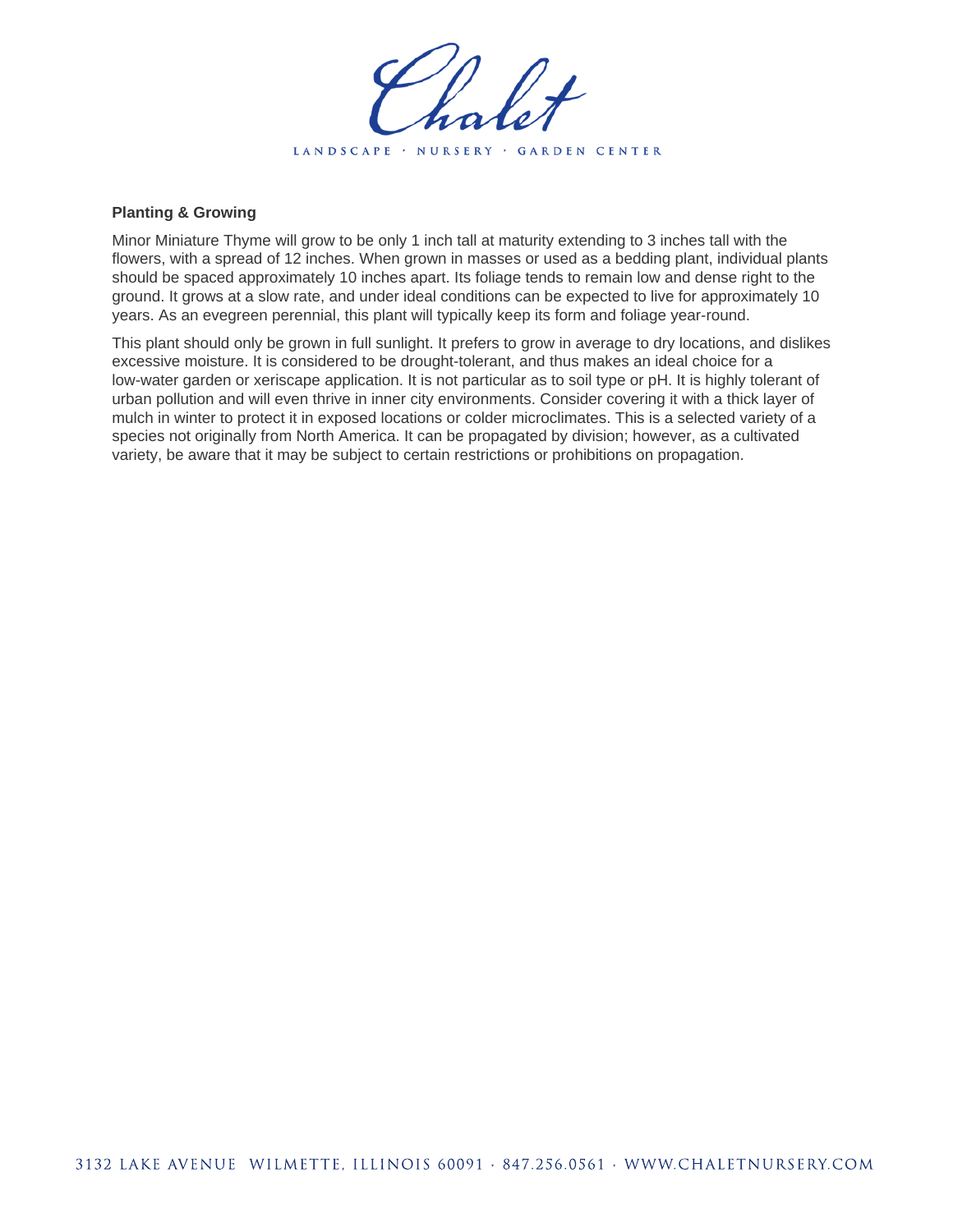**Planting & Growing**

Minor Miniature Thyme will grow to be only 1 inch tall at maturity extending to 3 inches tall with the flowers, with a spread of 12 inches. When grown in masses or used as a bedding plant, individual plants should be spaced approximately 10 inches apart. Its foliage tends to remain low and dense right to the ground. It grows at a slow rate, and under ideal conditions can be expected to live for approximately 10 years. As an evegreen perennial, this plant will typically keep its form and foliage year-round.

This plant should only be grown in full sunlight. It prefers to grow in average to dry locations, and dislikes excessive moisture. It is considered to be drought-tolerant, and thus makes an ideal choice for a low-water garden or xeriscape application. It is not particular as to soil type or pH. It is highly tolerant of urban pollution and will even thrive in inner city environments. Consider covering it with a thick layer of mulch in winter to protect it in exposed locations or colder microclimates. This is a selected variety of a species not originally from North America. It can be propagated by division; however, as a cultivated variety, be aware that it may be subject to certain restrictions or prohibitions on propagation.